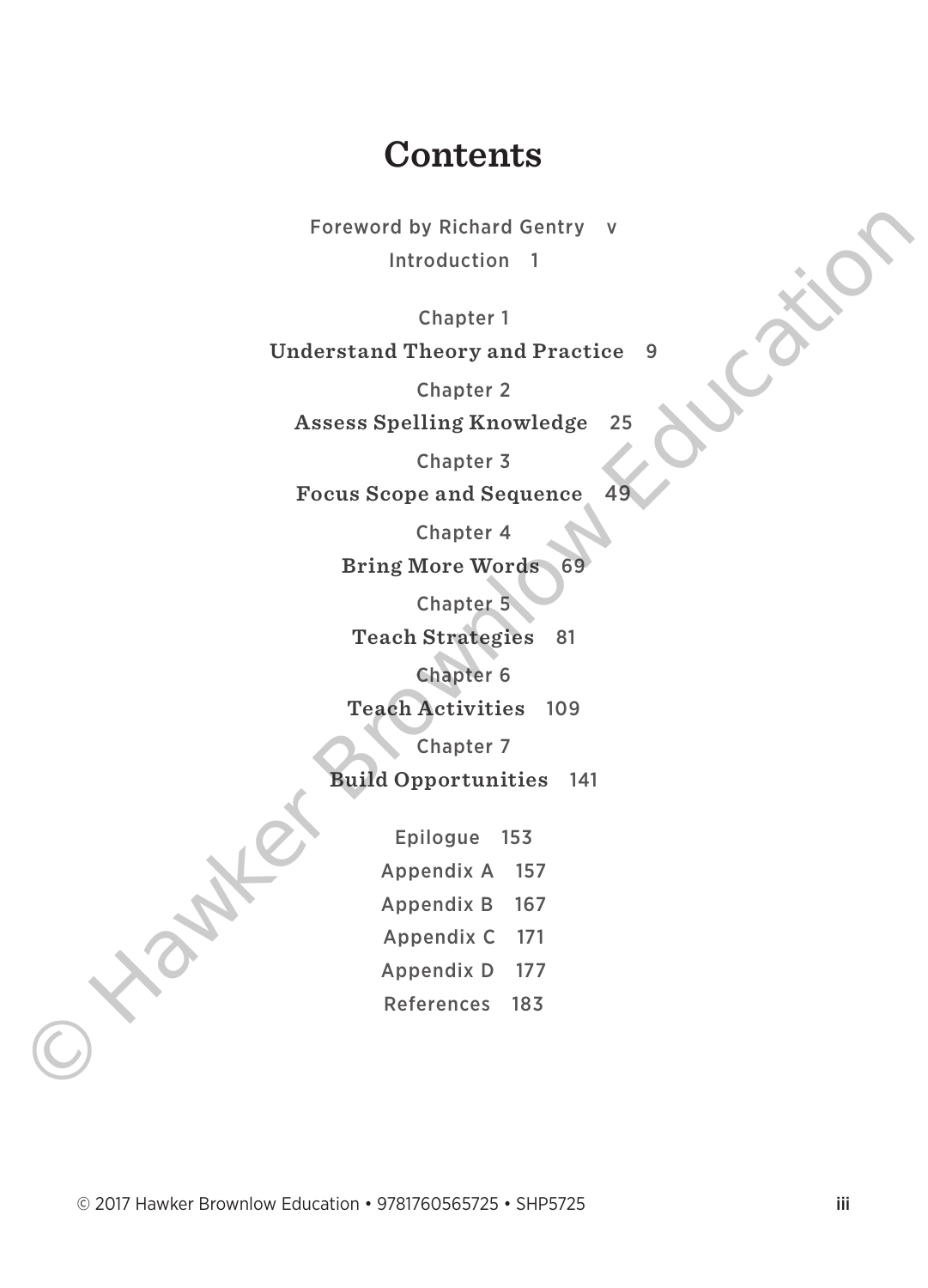# Contents

Foreword by Richard Gentry v

Introduction 1

Chapter 1

**Understand Theory and Practice** 9

Chapter 2

**Assess Spelling Knowledge** 25

Chapter 3

**Focus Scope and Sequence** 49

Chapter 4

**Bring More Words** 69

Chapter 5

**Teach Strategies** 81

Chapter 6

**Teach Activities** 109

Chapter 7

**Build Opportunities** 141

Epilogue 153

Appendix A 157

Appendix B 167

Appendix C 171

Appendix D 177

References 183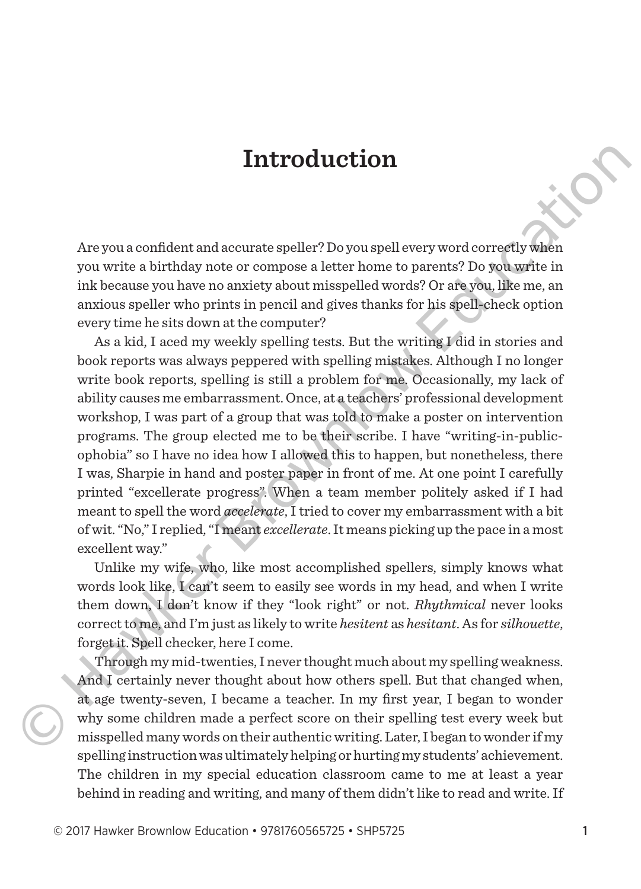# Introduction

Are you a confident and accurate speller? Do you spell every word correctly when you write a birthday note or compose a letter home to parents? Do you write in ink because you have no anxiety about misspelled words? Or are you, like me, an anxious speller who prints in pencil and gives thanks for his spell-check option every time he sits down at the computer?

As a kid, I aced my weekly spelling tests. But the writing I did in stories and book reports was always peppered with spelling mistakes. Although I no longer write book reports, spelling is still a problem for me. Occasionally, my lack of ability causes me embarrassment. Once, at a teachers' professional development workshop, I was part of a group that was told to make a poster on intervention programs. The group elected me to be their scribe. I have "writing-in-public-ophobia" so I have no idea how I allowed this to happen, but nonetheless, there I was, Sharpie in hand and poster paper in front of me. At one point I carefully printed "excellerate progress". When a team member politely asked if I had meant to spell the word *accelerate*, I tried to cover my embarrassment with a bit of wit. "No," I replied, "I meant *excellerate*. It means picking up the pace in a most excellent way."

Unlike my wife, who, like most accomplished spellers, simply knows what words look like, I can't seem to easily see words in my head, and when I write them down, I don't know if they "look right" or not. *Rhythmical* never looks correct to me, and I'm just as likely to write *hesitent* as *hesitant*. As for *silhouette*, forget it. Spell checker, here I come.

Through my mid-twenties, I never thought much about my spelling weakness. And I certainly never thought about how others spell. But that changed when, at age twenty-seven, I became a teacher. In my first year, I began to wonder why some children made a perfect score on their spelling test every week but misspelled many words on their authentic writing. Later, I began to wonder if my spelling instruction was ultimately helping or hurting my students' achievement. The children in my special education classroom came to me at least a year behind in reading and writing, and many of them didn't like to read and write. If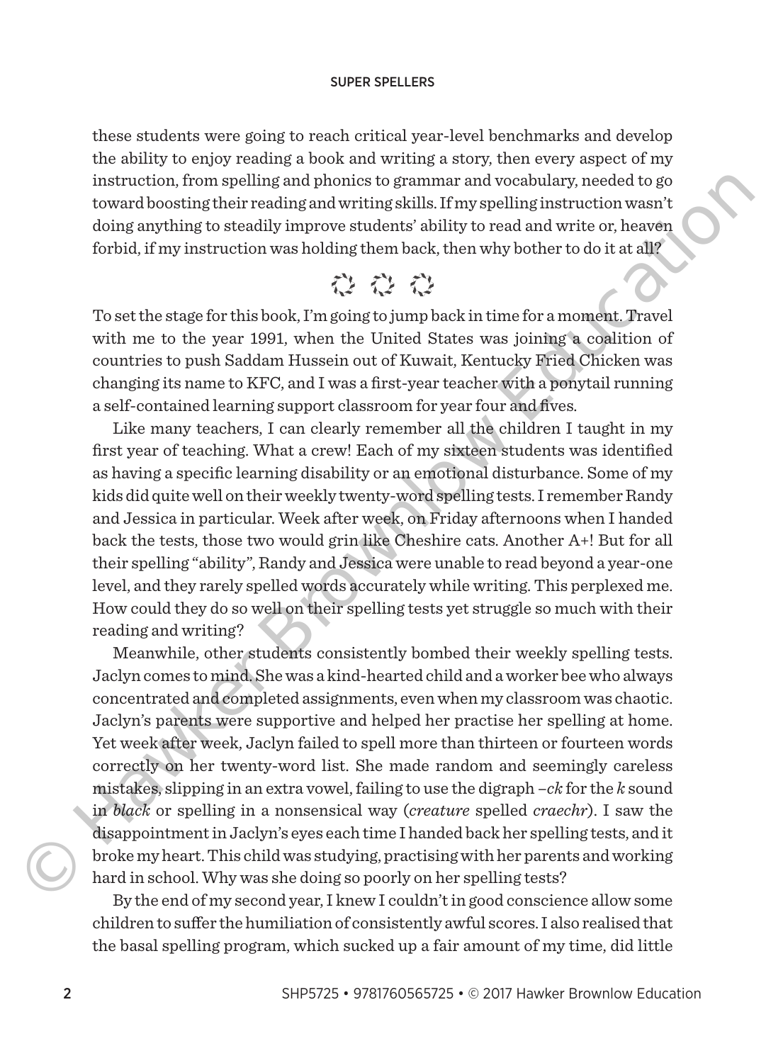these students were going to reach critical year-level benchmarks and develop the ability to enjoy reading a book and writing a story, then every aspect of my instruction, from spelling and phonics to grammar and vocabulary, needed to go toward boosting their reading and writing skills. If my spelling instruction wasn't doing anything to steadily improve students' ability to read and write or, heaven forbid, if my instruction was holding them back, then why bother to do it at all?

---

To set the stage for this book, I'm going to jump back in time for a moment. Travel with me to the year 1991, when the United States was joining a coalition of countries to push Saddam Hussein out of Kuwait, Kentucky Fried Chicken was changing its name to KFC, and I was a first-year teacher with a ponytail running a self-contained learning support classroom for year four and fives.

Like many teachers, I can clearly remember all the children I taught in my first year of teaching. What a crew! Each of my sixteen students was identified as having a specific learning disability or an emotional disturbance. Some of my kids did quite well on their weekly twenty-word spelling tests. I remember Randy and Jessica in particular. Week after week, on Friday afternoons when I handed back the tests, those two would grin like Cheshire cats. Another A+! But for all their spelling "ability", Randy and Jessica were unable to read beyond a year-one level, and they rarely spelled words accurately while writing. This perplexed me. How could they do so well on their spelling tests yet struggle so much with their reading and writing?

Meanwhile, other students consistently bombed their weekly spelling tests. Jaclyn comes to mind. She was a kind-hearted child and a worker bee who always concentrated and completed assignments, even when my classroom was chaotic. Jaclyn's parents were supportive and helped her practise her spelling at home. Yet week after week, Jaclyn failed to spell more than thirteen or fourteen words correctly on her twenty-word list. She made random and seemingly careless mistakes, slipping in an extra vowel, failing to use the digraph *–ck* for the *k* sound in *black* or spelling in a nonsensical way (*creature* spelled *craechr*). I saw the disappointment in Jaclyn's eyes each time I handed back her spelling tests, and it broke my heart. This child was studying, practising with her parents and working hard in school. Why was she doing so poorly on her spelling tests?

By the end of my second year, I knew I couldn't in good conscience allow some children to suffer the humiliation of consistently awful scores. I also realised that the basal spelling program, which sucked up a fair amount of my time, did little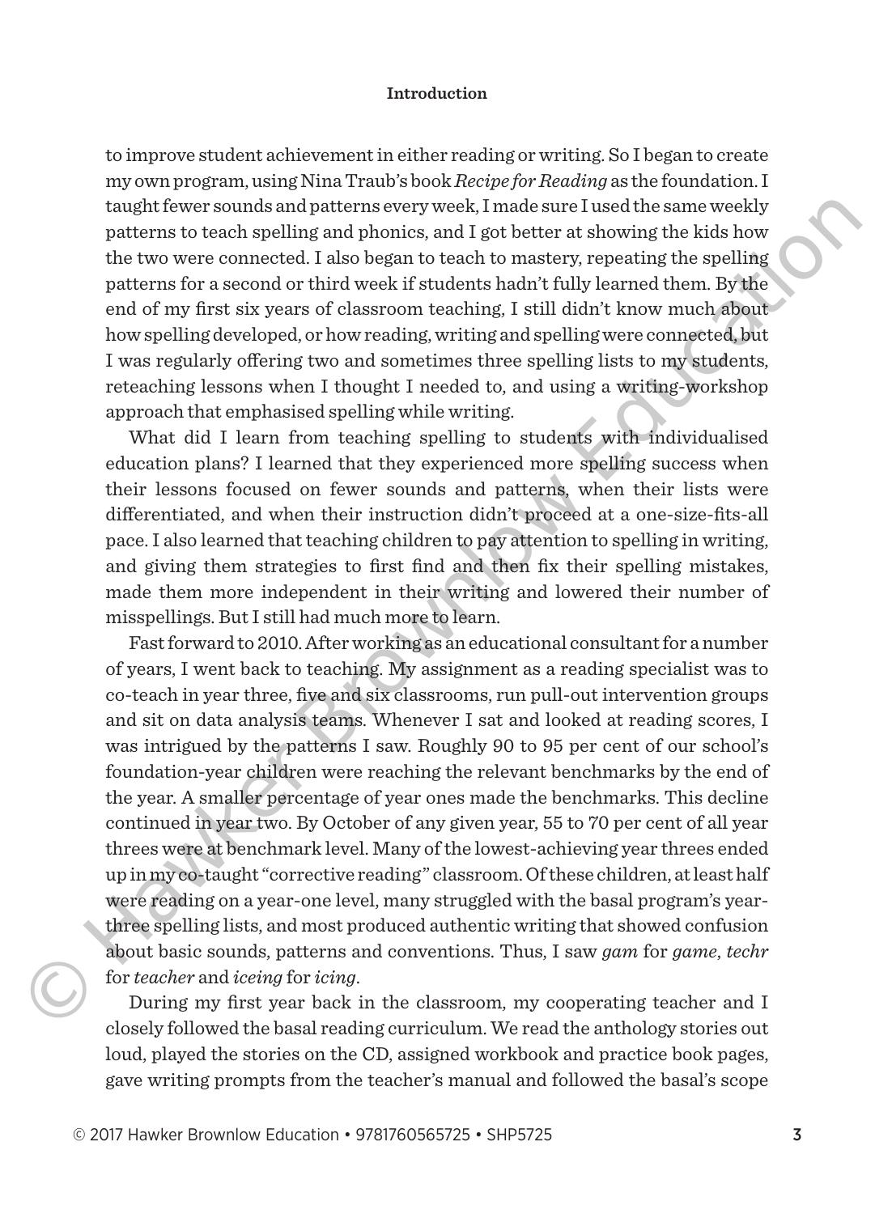to improve student achievement in either reading or writing. So I began to create my own program, using Nina Traub's book *Recipe for Reading* as the foundation. I taught fewer sounds and patterns every week, I made sure I used the same weekly patterns to teach spelling and phonics, and I got better at showing the kids how the two were connected. I also began to teach to mastery, repeating the spelling patterns for a second or third week if students hadn't fully learned them. By the end of my first six years of classroom teaching, I still didn't know much about how spelling developed, or how reading, writing and spelling were connected, but I was regularly offering two and sometimes three spelling lists to my students, reteaching lessons when I thought I needed to, and using a writing-workshop approach that emphasised spelling while writing.

What did I learn from teaching spelling to students with individualised education plans? I learned that they experienced more spelling success when their lessons focused on fewer sounds and patterns, when their lists were differentiated, and when their instruction didn't proceed at a one-size-fits-all pace. I also learned that teaching children to pay attention to spelling in writing, and giving them strategies to first find and then fix their spelling mistakes, made them more independent in their writing and lowered their number of misspellings. But I still had much more to learn.

Fast forward to 2010. After working as an educational consultant for a number of years, I went back to teaching. My assignment as a reading specialist was to co-teach in year three, five and six classrooms, run pull-out intervention groups and sit on data analysis teams. Whenever I sat and looked at reading scores, I was intrigued by the patterns I saw. Roughly 90 to 95 per cent of our school's foundation-year children were reaching the relevant benchmarks by the end of the year. A smaller percentage of year ones made the benchmarks. This decline continued in year two. By October of any given year, 55 to 70 per cent of all year threes were at benchmark level. Many of the lowest-achieving year threes ended up in my co-taught "corrective reading" classroom. Of these children, at least half were reading on a year-one level, many struggled with the basal program's year-three spelling lists, and most produced authentic writing that showed confusion about basic sounds, patterns and conventions. Thus, I saw *gam* for *game*, *techr* for *teacher* and *iceing* for *icing*.

During my first year back in the classroom, my cooperating teacher and I closely followed the basal reading curriculum. We read the anthology stories out loud, played the stories on the CD, assigned workbook and practice book pages, gave writing prompts from the teacher's manual and followed the basal's scope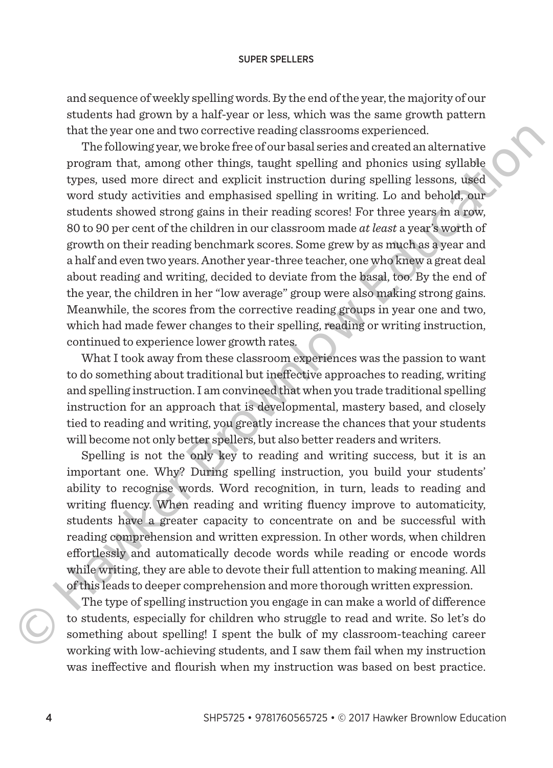and sequence of weekly spelling words. By the end of the year, the majority of our students had grown by a half-year or less, which was the same growth pattern that the year one and two corrective reading classrooms experienced.

The following year, we broke free of our basal series and created an alternative program that, among other things, taught spelling and phonics using syllable types, used more direct and explicit instruction during spelling lessons, used word study activities and emphasised spelling in writing. Lo and behold, our students showed strong gains in their reading scores! For three years in a row, 80 to 90 per cent of the children in our classroom made *at least* a year's worth of growth on their reading benchmark scores. Some grew by as much as a year and a half and even two years. Another year-three teacher, one who knew a great deal about reading and writing, decided to deviate from the basal, too. By the end of the year, the children in her "low average" group were also making strong gains. Meanwhile, the scores from the corrective reading groups in year one and two, which had made fewer changes to their spelling, reading or writing instruction, continued to experience lower growth rates.

What I took away from these classroom experiences was the passion to want to do something about traditional but ineffective approaches to reading, writing and spelling instruction. I am convinced that when you trade traditional spelling instruction for an approach that is developmental, mastery based, and closely tied to reading and writing, you greatly increase the chances that your students will become not only better spellers, but also better readers and writers.

Spelling is not the only key to reading and writing success, but it is an important one. Why? During spelling instruction, you build your students' ability to recognise words. Word recognition, in turn, leads to reading and writing fluency. When reading and writing fluency improve to automaticity, students have a greater capacity to concentrate on and be successful with reading comprehension and written expression. In other words, when children effortlessly and automatically decode words while reading or encode words while writing, they are able to devote their full attention to making meaning. All of this leads to deeper comprehension and more thorough written expression.

The type of spelling instruction you engage in can make a world of difference to students, especially for children who struggle to read and write. So let's do something about spelling! I spent the bulk of my classroom-teaching career working with low-achieving students, and I saw them fail when my instruction was ineffective and flourish when my instruction was based on best practice.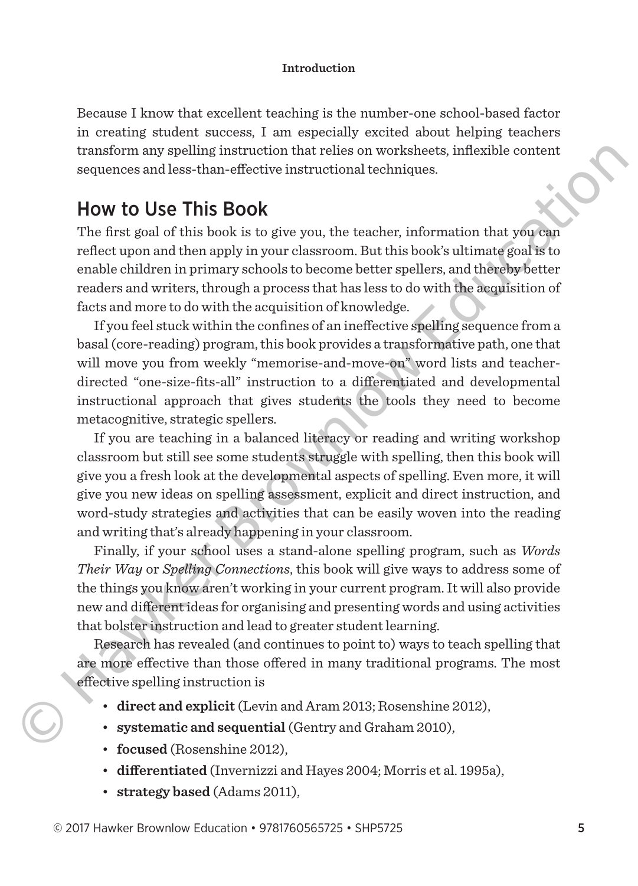Because I know that excellent teaching is the number-one school-based factor in creating student success, I am especially excited about helping teachers transform any spelling instruction that relies on worksheets, inflexible content sequences and less-than-effective instructional techniques.

## How to Use This Book

The first goal of this book is to give you, the teacher, information that you can reflect upon and then apply in your classroom. But this book's ultimate goal is to enable children in primary schools to become better spellers, and thereby better readers and writers, through a process that has less to do with the acquisition of facts and more to do with the acquisition of knowledge.

If you feel stuck within the confines of an ineffective spelling sequence from a basal (core-reading) program, this book provides a transformative path, one that will move you from weekly "memorise-and-move-on" word lists and teacher-directed "one-size-fits-all" instruction to a differentiated and developmental instructional approach that gives students the tools they need to become metacognitive, strategic spellers.

If you are teaching in a balanced literacy or reading and writing workshop classroom but still see some students struggle with spelling, then this book will give you a fresh look at the developmental aspects of spelling. Even more, it will give you new ideas on spelling assessment, explicit and direct instruction, and word-study strategies and activities that can be easily woven into the reading and writing that's already happening in your classroom.

Finally, if your school uses a stand-alone spelling program, such as *Words Their Way* or *Spelling Connections*, this book will give ways to address some of the things you know aren't working in your current program. It will also provide new and different ideas for organising and presenting words and using activities that bolster instruction and lead to greater student learning.

Research has revealed (and continues to point to) ways to teach spelling that are more effective than those offered in many traditional programs. The most effective spelling instruction is

- **direct and explicit** (Levin and Aram 2013; Rosenshine 2012),
- **systematic and sequential** (Gentry and Graham 2010),
- **focused** (Rosenshine 2012),
- **differentiated** (Invernizzi and Hayes 2004; Morris et al. 1995a),
- **strategy based** (Adams 2011),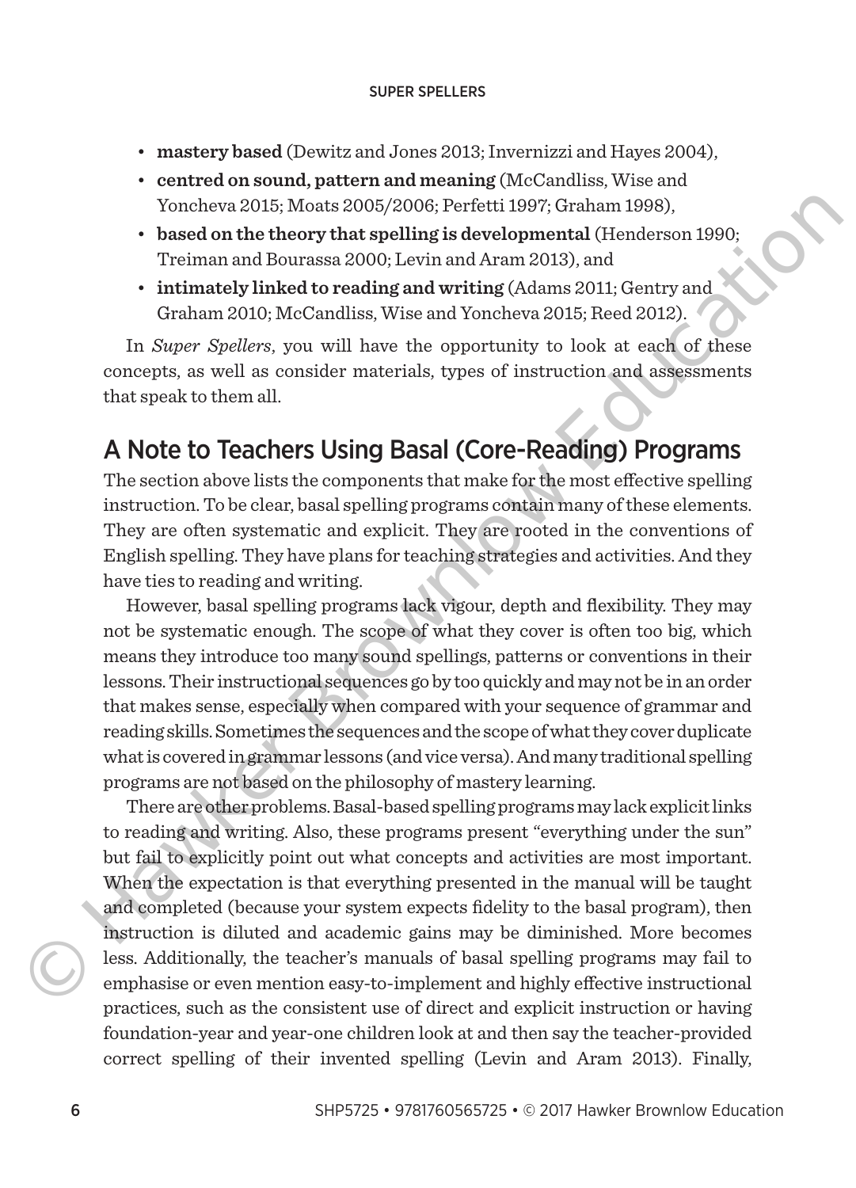- **mastery based** (Dewitz and Jones 2013; Invernizzi and Hayes 2004),
- **centred on sound, pattern and meaning** (McCandliss, Wise and Yoncheva 2015; Moats 2005/2006; Perfetti 1997; Graham 1998),
- **based on the theory that spelling is developmental** (Henderson 1990; Treiman and Bourassa 2000; Levin and Aram 2013), and
- **intimately linked to reading and writing** (Adams 2011; Gentry and Graham 2010; McCandliss, Wise and Yoncheva 2015; Reed 2012).

In *Super Spellers*, you will have the opportunity to look at each of these concepts, as well as consider materials, types of instruction and assessments that speak to them all.

## A Note to Teachers Using Basal (Core-Reading) Programs

The section above lists the components that make for the most effective spelling instruction. To be clear, basal spelling programs contain many of these elements. They are often systematic and explicit. They are rooted in the conventions of English spelling. They have plans for teaching strategies and activities. And they have ties to reading and writing.

However, basal spelling programs lack vigour, depth and flexibility. They may not be systematic enough. The scope of what they cover is often too big, which means they introduce too many sound spellings, patterns or conventions in their lessons. Their instructional sequences go by too quickly and may not be in an order that makes sense, especially when compared with your sequence of grammar and reading skills. Sometimes the sequences and the scope of what they cover duplicate what is covered in grammar lessons (and vice versa). And many traditional spelling programs are not based on the philosophy of mastery learning.

There are other problems. Basal-based spelling programs may lack explicit links to reading and writing. Also, these programs present "everything under the sun" but fail to explicitly point out what concepts and activities are most important. When the expectation is that everything presented in the manual will be taught and completed (because your system expects fidelity to the basal program), then instruction is diluted and academic gains may be diminished. More becomes less. Additionally, the teacher's manuals of basal spelling programs may fail to emphasise or even mention easy-to-implement and highly effective instructional practices, such as the consistent use of direct and explicit instruction or having foundation-year and year-one children look at and then say the teacher-provided correct spelling of their invented spelling (Levin and Aram 2013). Finally,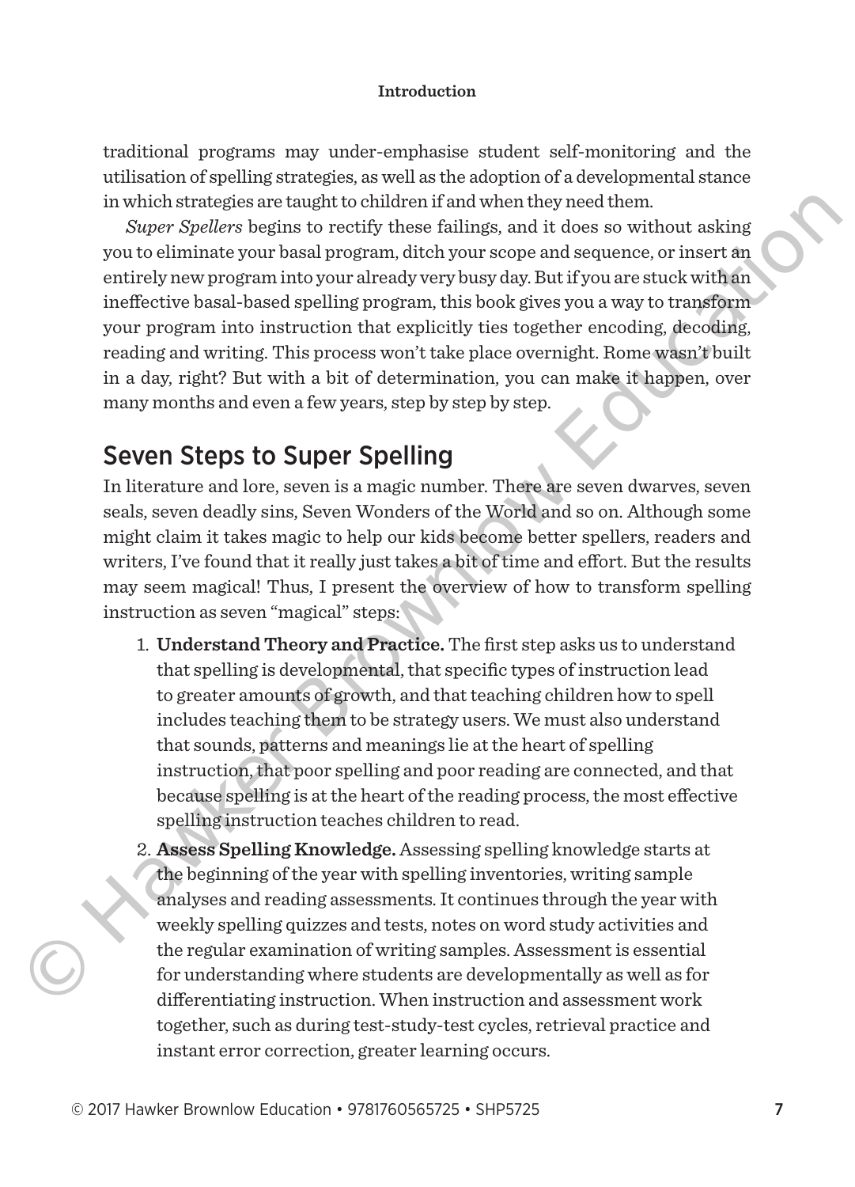traditional programs may under-emphasise student self-monitoring and the utilisation of spelling strategies, as well as the adoption of a developmental stance in which strategies are taught to children if and when they need them.

*Super Spellers* begins to rectify these failings, and it does so without asking you to eliminate your basal program, ditch your scope and sequence, or insert an entirely new program into your already very busy day. But if you are stuck with an ineffective basal-based spelling program, this book gives you a way to transform your program into instruction that explicitly ties together encoding, decoding, reading and writing. This process won't take place overnight. Rome wasn't built in a day, right? But with a bit of determination, you can make it happen, over many months and even a few years, step by step by step.

## Seven Steps to Super Spelling

In literature and lore, seven is a magic number. There are seven dwarves, seven seals, seven deadly sins, Seven Wonders of the World and so on. Although some might claim it takes magic to help our kids become better spellers, readers and writers, I've found that it really just takes a bit of time and effort. But the results may seem magical! Thus, I present the overview of how to transform spelling instruction as seven "magical" steps:

1. **Understand Theory and Practice.** The first step asks us to understand that spelling is developmental, that specific types of instruction lead to greater amounts of growth, and that teaching children how to spell includes teaching them to be strategy users. We must also understand that sounds, patterns and meanings lie at the heart of spelling instruction, that poor spelling and poor reading are connected, and that because spelling is at the heart of the reading process, the most effective spelling instruction teaches children to read.
2. **Assess Spelling Knowledge.** Assessing spelling knowledge starts at the beginning of the year with spelling inventories, writing sample analyses and reading assessments. It continues through the year with weekly spelling quizzes and tests, notes on word study activities and the regular examination of writing samples. Assessment is essential for understanding where students are developmentally as well as for differentiating instruction. When instruction and assessment work together, such as during test-study-test cycles, retrieval practice and instant error correction, greater learning occurs.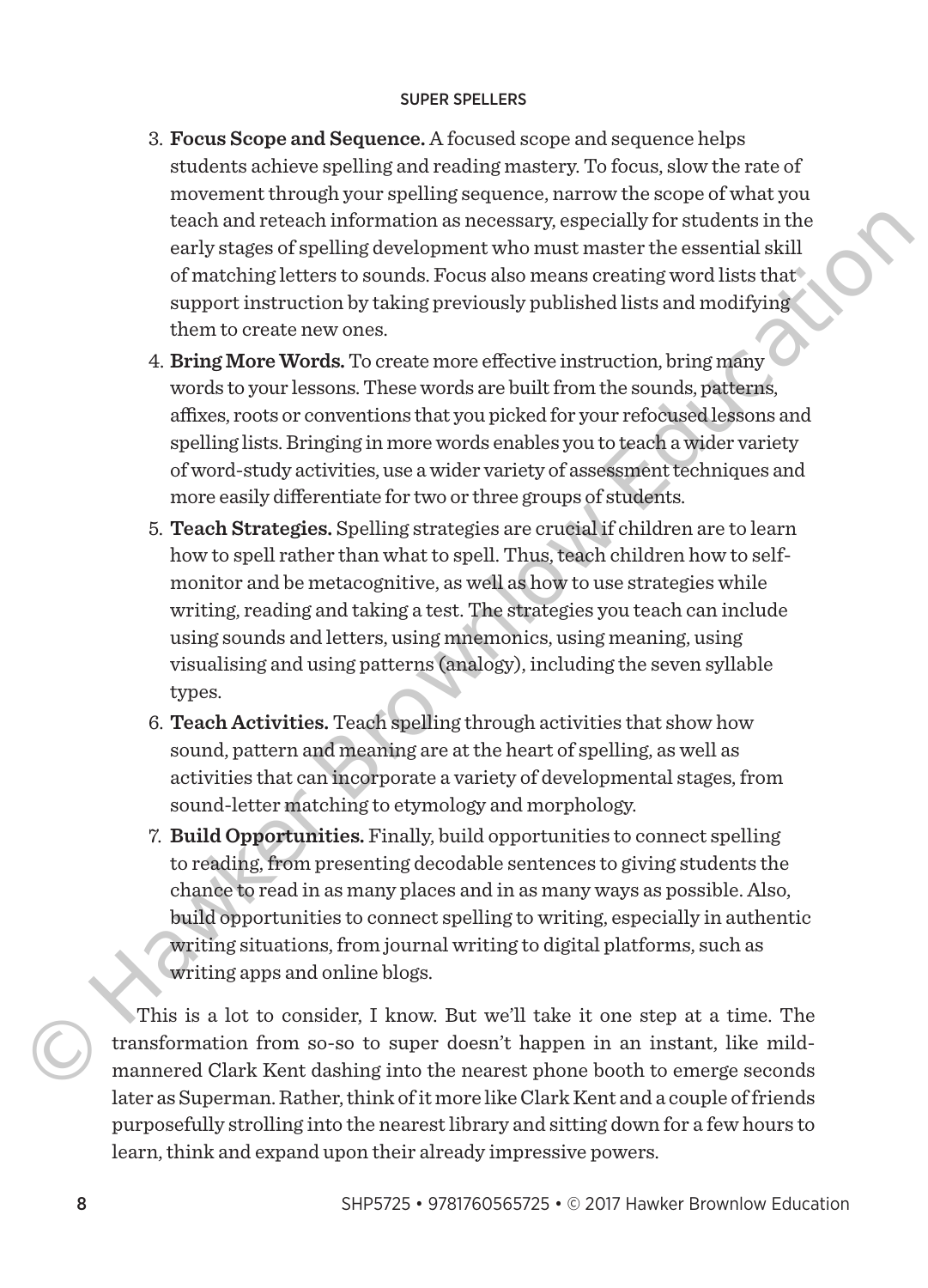3. **Focus Scope and Sequence.** A focused scope and sequence helps students achieve spelling and reading mastery. To focus, slow the rate of movement through your spelling sequence, narrow the scope of what you teach and reteach information as necessary, especially for students in the early stages of spelling development who must master the essential skill of matching letters to sounds. Focus also means creating word lists that support instruction by taking previously published lists and modifying them to create new ones.
4. **Bring More Words.** To create more effective instruction, bring many words to your lessons. These words are built from the sounds, patterns, affixes, roots or conventions that you picked for your refocused lessons and spelling lists. Bringing in more words enables you to teach a wider variety of word-study activities, use a wider variety of assessment techniques and more easily differentiate for two or three groups of students.
5. **Teach Strategies.** Spelling strategies are crucial if children are to learn how to spell rather than what to spell. Thus, teach children how to self-monitor and be metacognitive, as well as how to use strategies while writing, reading and taking a test. The strategies you teach can include using sounds and letters, using mnemonics, using meaning, using visualising and using patterns (analogy), including the seven syllable types.
6. **Teach Activities.** Teach spelling through activities that show how sound, pattern and meaning are at the heart of spelling, as well as activities that can incorporate a variety of developmental stages, from sound-letter matching to etymology and morphology.
7. **Build Opportunities.** Finally, build opportunities to connect spelling to reading, from presenting decodable sentences to giving students the chance to read in as many places and in as many ways as possible. Also, build opportunities to connect spelling to writing, especially in authentic writing situations, from journal writing to digital platforms, such as writing apps and online blogs.

This is a lot to consider, I know. But we'll take it one step at a time. The transformation from so-so to super doesn't happen in an instant, like mild-mannered Clark Kent dashing into the nearest phone booth to emerge seconds later as Superman. Rather, think of it more like Clark Kent and a couple of friends purposefully strolling into the nearest library and sitting down for a few hours to learn, think and expand upon their already impressive powers.